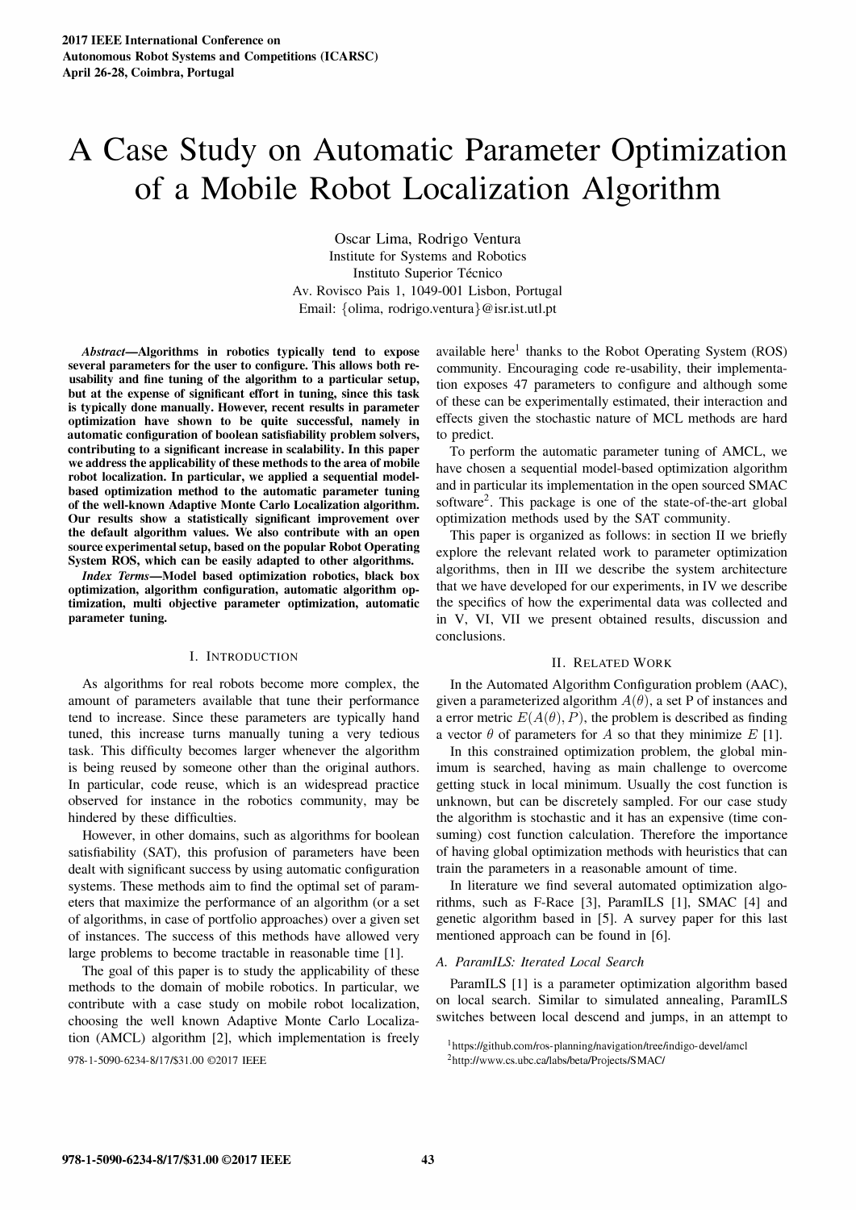# A Case Study on Automatic Parameter Optimization of a Mobile Robot Localization Algorithm

Oscar Lima, Rodrigo Ventura
Institute for Systems and Robotics
Instituto Superior Técnico
Av. Rovisco Pais 1, 1049-001 Lisbon, Portugal
Email: {olima, rodrigo.ventura}@isr.ist.utl.pt

***Abstract*—Algorithms in robotics typically tend to expose several parameters for the user to configure. This allows both re-usability and fine tuning of the algorithm to a particular setup, but at the expense of significant effort in tuning, since this task is typically done manually. However, recent results in parameter optimization have shown to be quite successful, namely in automatic configuration of boolean satisfiability problem solvers, contributing to a significant increase in scalability. In this paper we address the applicability of these methods to the area of mobile robot localization. In particular, we applied a sequential model-based optimization method to the automatic parameter tuning of the well-known Adaptive Monte Carlo Localization algorithm. Our results show a statistically significant improvement over the default algorithm values. We also contribute with an open source experimental setup, based on the popular Robot Operating System ROS, which can be easily adapted to other algorithms.**

***Index Terms*—Model based optimization robotics, black box optimization, algorithm configuration, automatic algorithm optimization, multi objective parameter optimization, automatic parameter tuning.**

## I. Introduction

As algorithms for real robots become more complex, the amount of parameters available that tune their performance tend to increase. Since these parameters are typically hand tuned, this increase turns manually tuning a very tedious task. This difficulty becomes larger whenever the algorithm is being reused by someone other than the original authors. In particular, code reuse, which is an widespread practice observed for instance in the robotics community, may be hindered by these difficulties.

However, in other domains, such as algorithms for boolean satisfiability (SAT), this profusion of parameters have been dealt with significant success by using automatic configuration systems. These methods aim to find the optimal set of parameters that maximize the performance of an algorithm (or a set of algorithms, in case of portfolio approaches) over a given set of instances. The success of this methods have allowed very large problems to become tractable in reasonable time [1].

The goal of this paper is to study the applicability of these methods to the domain of mobile robotics. In particular, we contribute with a case study on mobile robot localization, choosing the well known Adaptive Monte Carlo Localization (AMCL) algorithm [2], which implementation is freely available here[1] thanks to the Robot Operating System (ROS) community. Encouraging code re-usability, their implementation exposes 47 parameters to configure and although some of these can be experimentally estimated, their interaction and effects given the stochastic nature of MCL methods are hard to predict.

To perform the automatic parameter tuning of AMCL, we have chosen a sequential model-based optimization algorithm and in particular its implementation in the open sourced SMAC software[2]. This package is one of the state-of-the-art global optimization methods used by the SAT community.

This paper is organized as follows: in section II we briefly explore the relevant related work to parameter optimization algorithms, then in III we describe the system architecture that we have developed for our experiments, in IV we describe the specifics of how the experimental data was collected and in V, VI, VII we present obtained results, discussion and conclusions.

## II. Related Work

In the Automated Algorithm Configuration problem (AAC), given a parameterized algorithm $A(\theta)$, a set P of instances and a error metric $E(A(\theta), P)$, the problem is described as finding a vector $\theta$ of parameters for $A$ so that they minimize $E$ [1].

In this constrained optimization problem, the global minimum is searched, having as main challenge to overcome getting stuck in local minimum. Usually the cost function is unknown, but can be discretely sampled. For our case study the algorithm is stochastic and it has an expensive (time consuming) cost function calculation. Therefore the importance of having global optimization methods with heuristics that can train the parameters in a reasonable amount of time.

In literature we find several automated optimization algorithms, such as F-Race [3], ParamILS [1], SMAC [4] and genetic algorithm based in [5]. A survey paper for this last mentioned approach can be found in [6].

### A. ParamILS: Iterated Local Search

ParamILS [1] is a parameter optimization algorithm based on local search. Similar to simulated annealing, ParamILS switches between local descend and jumps, in an attempt to

[1] https://github.com/ros-planning/navigation/tree/indigo-devel/amcl
[2] http://www.cs.ubc.ca/labs/beta/Projects/SMAC/

978-1-5090-6234-8/17/$31.00 ©2017 IEEE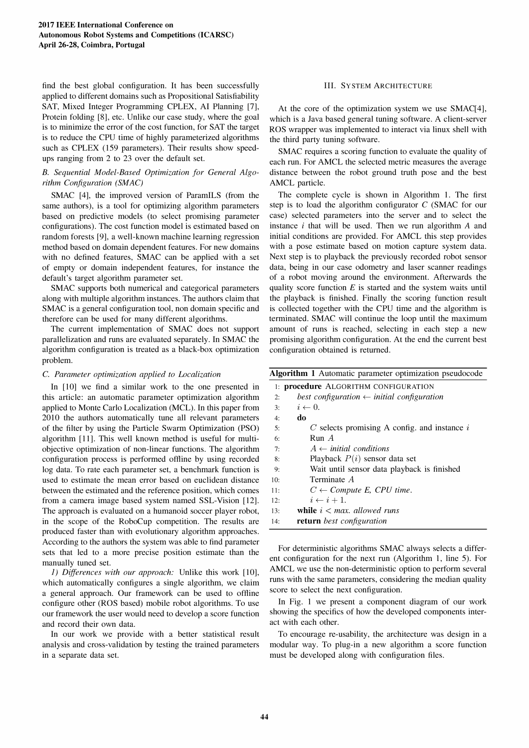find the best global configuration. It has been successfully applied to different domains such as Propositional Satisfiability SAT, Mixed Integer Programming CPLEX, AI Planning [7], Protein folding [8], etc. Unlike our case study, where the goal is to minimize the error of the cost function, for SAT the target is to reduce the CPU time of highly parameterized algorithms such as CPLEX (159 parameters). Their results show speed-ups ranging from 2 to 23 over the default set.

### B. Sequential Model-Based Optimization for General Algorithm Configuration (SMAC)

SMAC [4], the improved version of ParamILS (from the same authors), is a tool for optimizing algorithm parameters based on predictive models (to select promising parameter configurations). The cost function model is estimated based on random forests [9], a well-known machine learning regression method based on domain dependent features. For new domains with no defined features, SMAC can be applied with a set of empty or domain independent features, for instance the default's target algorithm parameter set.

SMAC supports both numerical and categorical parameters along with multiple algorithm instances. The authors claim that SMAC is a general configuration tool, non domain specific and therefore can be used for many different algorithms.

The current implementation of SMAC does not support parallelization and runs are evaluated separately. In SMAC the algorithm configuration is treated as a black-box optimization problem.

### C. Parameter optimization applied to Localization

In [10] we find a similar work to the one presented in this article: an automatic parameter optimization algorithm applied to Monte Carlo Localization (MCL). In this paper from 2010 the authors automatically tune all relevant parameters of the filter by using the Particle Swarm Optimization (PSO) algorithm [11]. This well known method is useful for multi-objective optimization of non-linear functions. The algorithm configuration process is performed offline by using recorded log data. To rate each parameter set, a benchmark function is used to estimate the mean error based on euclidean distance between the estimated and the reference position, which comes from a camera image based system named SSL-Vision [12]. The approach is evaluated on a humanoid soccer player robot, in the scope of the RoboCup competition. The results are produced faster than with evolutionary algorithm approaches. According to the authors the system was able to find parameter sets that led to a more precise position estimate than the manually tuned set.

*1) Differences with our approach:* Unlike this work [10], which automatically configures a single algorithm, we claim a general approach. Our framework can be used to offline configure other (ROS based) mobile robot algorithms. To use our framework the user would need to develop a score function and record their own data.

In our work we provide with a better statistical result analysis and cross-validation by testing the trained parameters in a separate data set.

## III. System Architecture

At the core of the optimization system we use SMAC[4], which is a Java based general tuning software. A client-server ROS wrapper was implemented to interact via linux shell with the third party tuning software.

SMAC requires a scoring function to evaluate the quality of each run. For AMCL the selected metric measures the average distance between the robot ground truth pose and the best AMCL particle.

The complete cycle is shown in Algorithm 1. The first step is to load the algorithm configurator *C* (SMAC for our case) selected parameters into the server and to select the instance *i* that will be used. Then we run algorithm *A* and initial conditions are provided. For AMCL this step provides with a pose estimate based on motion capture system data. Next step is to playback the previously recorded robot sensor data, being in our case odometry and laser scanner readings of a robot moving around the environment. Afterwards the quality score function *E* is started and the system waits until the playback is finished. Finally the scoring function result is collected together with the CPU time and the algorithm is terminated. SMAC will continue the loop until the maximum amount of runs is reached, selecting in each step a new promising algorithm configuration. At the end the current best configuration obtained is returned.

**Algorithm 1** Automatic parameter optimization pseudocode

```
1:  procedure ALGORITHM CONFIGURATION
2:      best configuration ← initial configuration
3:      i ← 0.
4:      do
5:          C selects promising A config. and instance i
6:          Run A
7:          A ← initial conditions
8:          Playback P(i) sensor data set
9:          Wait until sensor data playback is finished
10:         Terminate A
11:         C ← Compute E, CPU time.
12:         i ← i + 1.
13:     while i < max. allowed runs
14:     return best configuration
```

For deterministic algorithms SMAC always selects a different configuration for the next run (Algorithm 1, line 5). For AMCL we use the non-deterministic option to perform several runs with the same parameters, considering the median quality score to select the next configuration.

In Fig. 1 we present a component diagram of our work showing the specifics of how the developed components interact with each other.

To encourage re-usability, the architecture was design in a modular way. To plug-in a new algorithm a score function must be developed along with configuration files.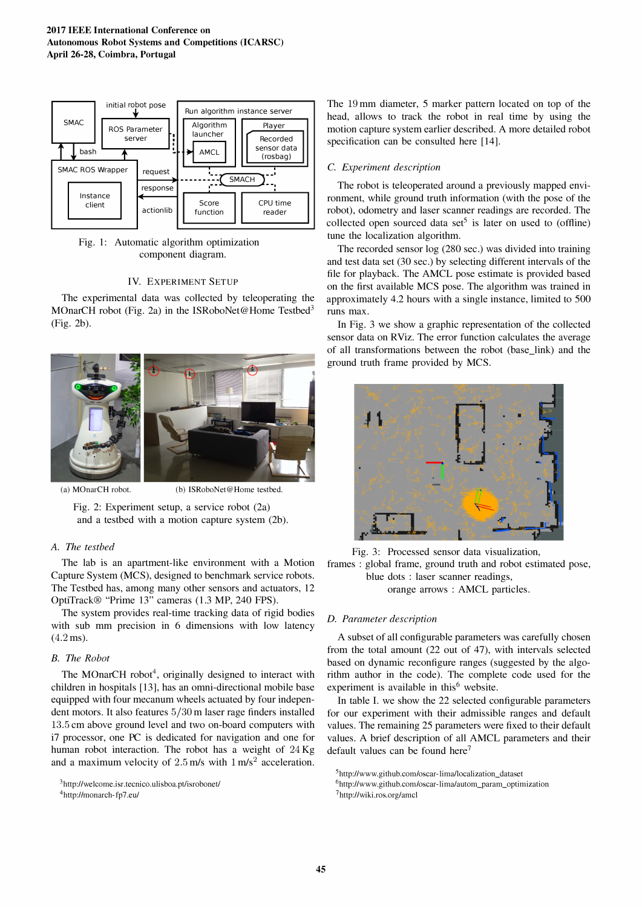Fig. 1: Automatic algorithm optimization component diagram.

## IV. Experiment Setup

The experimental data was collected by teleoperating the MOnarCH robot (Fig. 2a) in the ISRoboNet@Home Testbed[3] (Fig. 2b).

(a) MOnarCH robot. (b) ISRoboNet@Home testbed.

Fig. 2: Experiment setup, a service robot (2a) and a testbed with a motion capture system (2b).

### A. The testbed

The lab is an apartment-like environment with a Motion Capture System (MCS), designed to benchmark service robots. The Testbed has, among many other sensors and actuators, 12 OptiTrack® "Prime 13" cameras (1.3 MP, 240 FPS).

The system provides real-time tracking data of rigid bodies with sub mm precision in 6 dimensions with low latency (4.2 ms).

### B. The Robot

The MOnarCH robot[4], originally designed to interact with children in hospitals [13], has an omni-directional mobile base equipped with four mecanum wheels actuated by four independent motors. It also features $5/30$ m laser rage finders installed $13.5$ cm above ground level and two on-board computers with i7 processor, one PC is dedicated for navigation and one for human robot interaction. The robot has a weight of $24$ Kg and a maximum velocity of $2.5$ m/s with $1$ m/s$^2$ acceleration.

The $19$ mm diameter, 5 marker pattern located on top of the head, allows to track the robot in real time by using the motion capture system earlier described. A more detailed robot specification can be consulted here [14].

### C. Experiment description

The robot is teleoperated around a previously mapped environment, while ground truth information (with the pose of the robot), odometry and laser scanner readings are recorded. The collected open sourced data set[5] is later on used to (offline) tune the localization algorithm.

The recorded sensor log (280 sec.) was divided into training and test data set (30 sec.) by selecting different intervals of the file for playback. The AMCL pose estimate is provided based on the first available MCS pose. The algorithm was trained in approximately 4.2 hours with a single instance, limited to 500 runs max.

In Fig. 3 we show a graphic representation of the collected sensor data on RViz. The error function calculates the average of all transformations between the robot (base_link) and the ground truth frame provided by MCS.

Fig. 3: Processed sensor data visualization, frames : global frame, ground truth and robot estimated pose, blue dots : laser scanner readings, orange arrows : AMCL particles.

### D. Parameter description

A subset of all configurable parameters was carefully chosen from the total amount (22 out of 47), with intervals selected based on dynamic reconfigure ranges (suggested by the algorithm author in the code). The complete code used for the experiment is available in this[6] website.

In table I. we show the 22 selected configurable parameters for our experiment with their admissible ranges and default values. The remaining 25 parameters were fixed to their default values. A brief description of all AMCL parameters and their default values can be found here[7]

[3] http://welcome.isr.tecnico.ulisboa.pt/isrobonet/

[4] http://monarch-fp7.eu/

[5] http://www.github.com/oscar-lima/localization_dataset

[6] http://www.github.com/oscar-lima/autom_param_optimization

[7] http://wiki.ros.org/amcl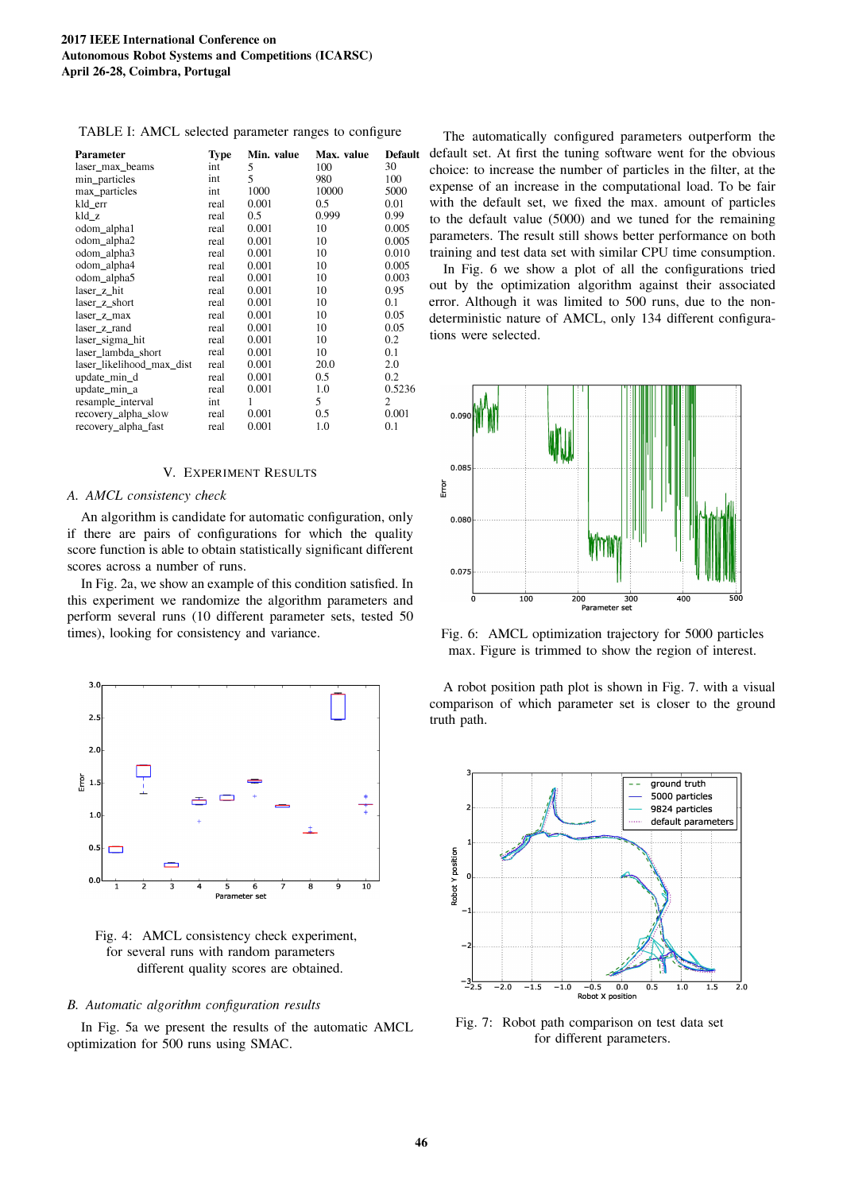TABLE I: AMCL selected parameter ranges to configure

| Parameter | Type | Min. value | Max. value | Default |
|---|---|---|---|---|
| laser_max_beams | int | 5 | 100 | 30 |
| min_particles | int | 5 | 980 | 100 |
| max_particles | int | 1000 | 10000 | 5000 |
| kld_err | real | 0.001 | 0.5 | 0.01 |
| kld_z | real | 0.5 | 0.999 | 0.99 |
| odom_alpha1 | real | 0.001 | 10 | 0.005 |
| odom_alpha2 | real | 0.001 | 10 | 0.005 |
| odom_alpha3 | real | 0.001 | 10 | 0.010 |
| odom_alpha4 | real | 0.001 | 10 | 0.005 |
| odom_alpha5 | real | 0.001 | 10 | 0.003 |
| laser_z_hit | real | 0.001 | 10 | 0.95 |
| laser_z_short | real | 0.001 | 10 | 0.1 |
| laser_z_max | real | 0.001 | 10 | 0.05 |
| laser_z_rand | real | 0.001 | 10 | 0.05 |
| laser_sigma_hit | real | 0.001 | 10 | 0.2 |
| laser_lambda_short | real | 0.001 | 10 | 0.1 |
| laser_likelihood_max_dist | real | 0.001 | 20.0 | 2.0 |
| update_min_d | real | 0.001 | 0.5 | 0.2 |
| update_min_a | real | 0.001 | 1.0 | 0.5236 |
| resample_interval | int | 1 | 5 | 2 |
| recovery_alpha_slow | real | 0.001 | 0.5 | 0.001 |
| recovery_alpha_fast | real | 0.001 | 1.0 | 0.1 |

## V. Experiment Results

### A. AMCL consistency check

An algorithm is candidate for automatic configuration, only if there are pairs of configurations for which the quality score function is able to obtain statistically significant different scores across a number of runs.

In Fig. 2a, we show an example of this condition satisfied. In this experiment we randomize the algorithm parameters and perform several runs (10 different parameter sets, tested 50 times), looking for consistency and variance.

Fig. 4: AMCL consistency check experiment, for several runs with random parameters different quality scores are obtained.

### B. Automatic algorithm configuration results

In Fig. 5a we present the results of the automatic AMCL optimization for 500 runs using SMAC.

The automatically configured parameters outperform the default set. At first the tuning software went for the obvious choice: to increase the number of particles in the filter, at the expense of an increase in the computational load. To be fair with the default set, we fixed the max. amount of particles to the default value (5000) and we tuned for the remaining parameters. The result still shows better performance on both training and test data set with similar CPU time consumption.

In Fig. 6 we show a plot of all the configurations tried out by the optimization algorithm against their associated error. Although it was limited to 500 runs, due to the non-deterministic nature of AMCL, only 134 different configurations were selected.

Fig. 6: AMCL optimization trajectory for 5000 particles max. Figure is trimmed to show the region of interest.

A robot position path plot is shown in Fig. 7. with a visual comparison of which parameter set is closer to the ground truth path.

Fig. 7: Robot path comparison on test data set for different parameters.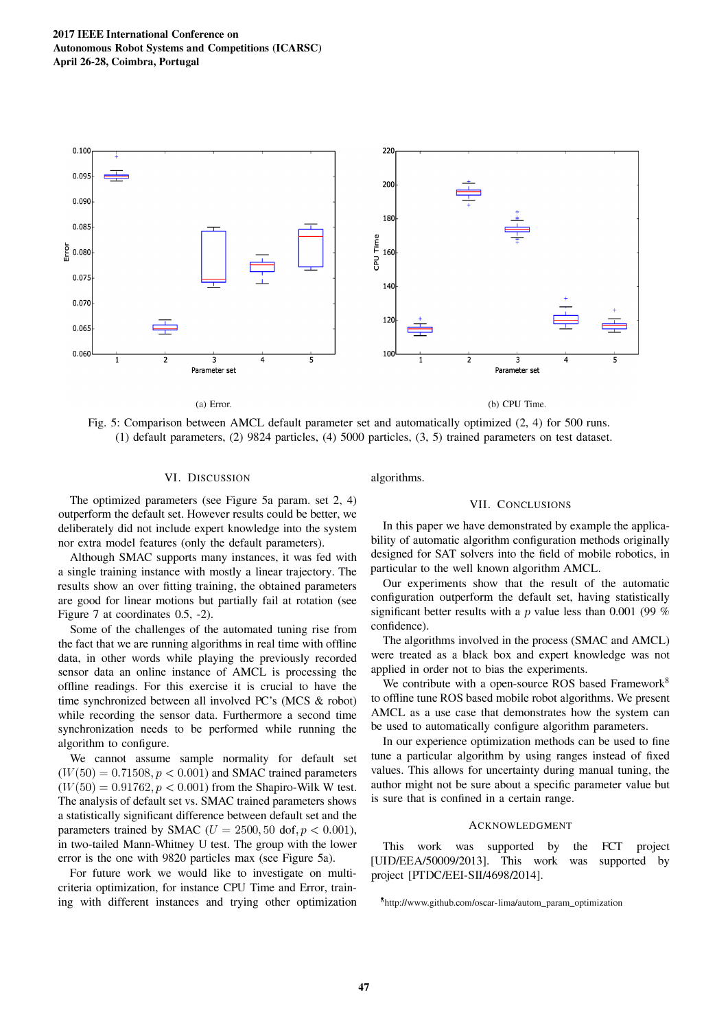(a) Error.

(b) CPU Time.

Fig. 5: Comparison between AMCL default parameter set and automatically optimized (2, 4) for 500 runs. (1) default parameters, (2) 9824 particles, (4) 5000 particles, (3, 5) trained parameters on test dataset.

## VI. DISCUSSION

The optimized parameters (see Figure 5a param. set 2, 4) outperform the default set. However results could be better, we deliberately did not include expert knowledge into the system nor extra model features (only the default parameters).

Although SMAC supports many instances, it was fed with a single training instance with mostly a linear trajectory. The results show an over fitting training, the obtained parameters are good for linear motions but partially fail at rotation (see Figure 7 at coordinates 0.5, -2).

Some of the challenges of the automated tuning rise from the fact that we are running algorithms in real time with offline data, in other words while playing the previously recorded sensor data an online instance of AMCL is processing the offline readings. For this exercise it is crucial to have the time synchronized between all involved PC's (MCS & robot) while recording the sensor data. Furthermore a second time synchronization needs to be performed while running the algorithm to configure.

We cannot assume sample normality for default set ($W(50) = 0.71508, p < 0.001$) and SMAC trained parameters ($W(50) = 0.91762, p < 0.001$) from the Shapiro-Wilk W test. The analysis of default set vs. SMAC trained parameters shows a statistically significant difference between default set and the parameters trained by SMAC ($U = 2500, 50$ dof, $p < 0.001$), in two-tailed Mann-Whitney U test. The group with the lower error is the one with 9820 particles max (see Figure 5a).

For future work we would like to investigate on multi-criteria optimization, for instance CPU Time and Error, training with different instances and trying other optimization algorithms.

## VII. CONCLUSIONS

In this paper we have demonstrated by example the applicability of automatic algorithm configuration methods originally designed for SAT solvers into the field of mobile robotics, in particular to the well known algorithm AMCL.

Our experiments show that the result of the automatic configuration outperform the default set, having statistically significant better results with a $p$ value less than 0.001 (99 % confidence).

The algorithms involved in the process (SMAC and AMCL) were treated as a black box and expert knowledge was not applied in order not to bias the experiments.

We contribute with a open-source ROS based Framework[8] to offline tune ROS based mobile robot algorithms. We present AMCL as a use case that demonstrates how the system can be used to automatically configure algorithm parameters.

In our experience optimization methods can be used to fine tune a particular algorithm by using ranges instead of fixed values. This allows for uncertainty during manual tuning, the author might not be sure about a specific parameter value but is sure that is confined in a certain range.

### ACKNOWLEDGMENT

This work was supported by the FCT project [UID/EEA/50009/2013]. This work was supported by project [PTDC/EEI-SII/4698/2014].

[8] http://www.github.com/oscar-lima/autom_param_optimization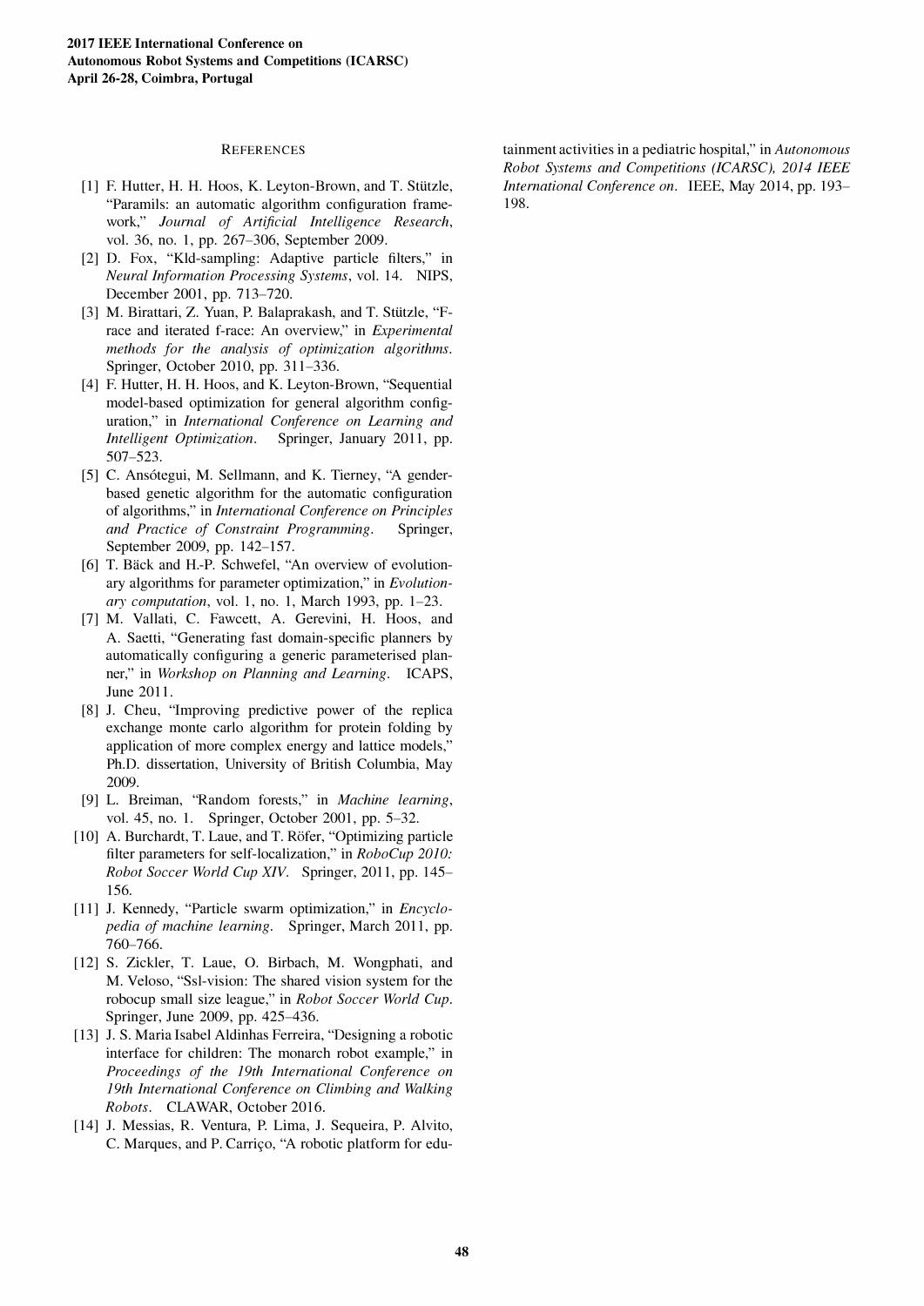## References

[1] F. Hutter, H. H. Hoos, K. Leyton-Brown, and T. Stützle, "Paramils: an automatic algorithm configuration framework," *Journal of Artificial Intelligence Research*, vol. 36, no. 1, pp. 267–306, September 2009.

[2] D. Fox, "Kld-sampling: Adaptive particle filters," in *Neural Information Processing Systems*, vol. 14. NIPS, December 2001, pp. 713–720.

[3] M. Birattari, Z. Yuan, P. Balaprakash, and T. Stützle, "F-race and iterated f-race: An overview," in *Experimental methods for the analysis of optimization algorithms*. Springer, October 2010, pp. 311–336.

[4] F. Hutter, H. H. Hoos, and K. Leyton-Brown, "Sequential model-based optimization for general algorithm configuration," in *International Conference on Learning and Intelligent Optimization*. Springer, January 2011, pp. 507–523.

[5] C. Ansótegui, M. Sellmann, and K. Tierney, "A gender-based genetic algorithm for the automatic configuration of algorithms," in *International Conference on Principles and Practice of Constraint Programming*. Springer, September 2009, pp. 142–157.

[6] T. Bäck and H.-P. Schwefel, "An overview of evolutionary algorithms for parameter optimization," in *Evolutionary computation*, vol. 1, no. 1, March 1993, pp. 1–23.

[7] M. Vallati, C. Fawcett, A. Gerevini, H. Hoos, and A. Saetti, "Generating fast domain-specific planners by automatically configuring a generic parameterised planner," in *Workshop on Planning and Learning*. ICAPS, June 2011.

[8] J. Cheu, "Improving predictive power of the replica exchange monte carlo algorithm for protein folding by application of more complex energy and lattice models," Ph.D. dissertation, University of British Columbia, May 2009.

[9] L. Breiman, "Random forests," in *Machine learning*, vol. 45, no. 1. Springer, October 2001, pp. 5–32.

[10] A. Burchardt, T. Laue, and T. Röfer, "Optimizing particle filter parameters for self-localization," in *RoboCup 2010: Robot Soccer World Cup XIV*. Springer, 2011, pp. 145–156.

[11] J. Kennedy, "Particle swarm optimization," in *Encyclopedia of machine learning*. Springer, March 2011, pp. 760–766.

[12] S. Zickler, T. Laue, O. Birbach, M. Wongphati, and M. Veloso, "Ssl-vision: The shared vision system for the robocup small size league," in *Robot Soccer World Cup*. Springer, June 2009, pp. 425–436.

[13] J. S. Maria Isabel Aldinhas Ferreira, "Designing a robotic interface for children: The monarch robot example," in *Proceedings of the 19th International Conference on 19th International Conference on Climbing and Walking Robots*. CLAWAR, October 2016.

[14] J. Messias, R. Ventura, P. Lima, J. Sequeira, P. Alvito, C. Marques, and P. Carriço, "A robotic platform for edutainment activities in a pediatric hospital," in *Autonomous Robot Systems and Competitions (ICARSC), 2014 IEEE International Conference on*. IEEE, May 2014, pp. 193–198.